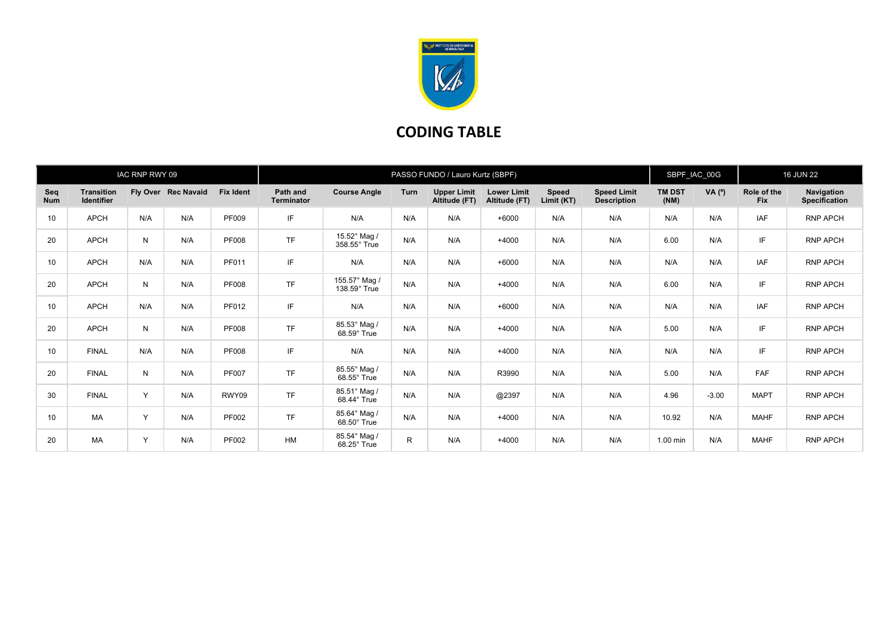# CODING TABLE

| IAC RNP RWY 09 | | | | PASSO FUNDO / Lauro Kurtz (SBPF) | | | | | | | SBPF_IAC_00G | | 16 JUN 22 | |
|---|---|---|---|---|---|---|---|---|---|---|---|---|---|---|
| **Seq Num** | **Transition Identifier** | **Fly Over** | **Rec Navaid** | **Fix Ident** | **Path and Terminator** | **Course Angle** | **Turn** | **Upper Limit Altitude (FT)** | **Lower Limit Altitude (FT)** | **Speed Limit (KT)** | **Speed Limit Description** | **TM DST (NM)** | **VA (º)** | **Role of the Fix** | **Navigation Specification** |
| 10 | APCH | N/A | N/A | PF009 | IF | N/A | N/A | N/A | +6000 | N/A | N/A | N/A | N/A | IAF | RNP APCH |
| 20 | APCH | N | N/A | PF008 | TF | 15.52° Mag / 358.55° True | N/A | N/A | +4000 | N/A | N/A | 6.00 | N/A | IF | RNP APCH |
| 10 | APCH | N/A | N/A | PF011 | IF | N/A | N/A | N/A | +6000 | N/A | N/A | N/A | N/A | IAF | RNP APCH |
| 20 | APCH | N | N/A | PF008 | TF | 155.57° Mag / 138.59° True | N/A | N/A | +4000 | N/A | N/A | 6.00 | N/A | IF | RNP APCH |
| 10 | APCH | N/A | N/A | PF012 | IF | N/A | N/A | N/A | +6000 | N/A | N/A | N/A | N/A | IAF | RNP APCH |
| 20 | APCH | N | N/A | PF008 | TF | 85.53° Mag / 68.59° True | N/A | N/A | +4000 | N/A | N/A | 5.00 | N/A | IF | RNP APCH |
| 10 | FINAL | N/A | N/A | PF008 | IF | N/A | N/A | N/A | +4000 | N/A | N/A | N/A | N/A | IF | RNP APCH |
| 20 | FINAL | N | N/A | PF007 | TF | 85.55° Mag / 68.55° True | N/A | N/A | R3990 | N/A | N/A | 5.00 | N/A | FAF | RNP APCH |
| 30 | FINAL | Y | N/A | RWY09 | TF | 85.51° Mag / 68.44° True | N/A | N/A | @2397 | N/A | N/A | 4.96 | -3.00 | MAPT | RNP APCH |
| 10 | MA | Y | N/A | PF002 | TF | 85.64° Mag / 68.50° True | N/A | N/A | +4000 | N/A | N/A | 10.92 | N/A | MAHF | RNP APCH |
| 20 | MA | Y | N/A | PF002 | HM | 85.54° Mag / 68.25° True | R | N/A | +4000 | N/A | N/A | 1.00 min | N/A | MAHF | RNP APCH |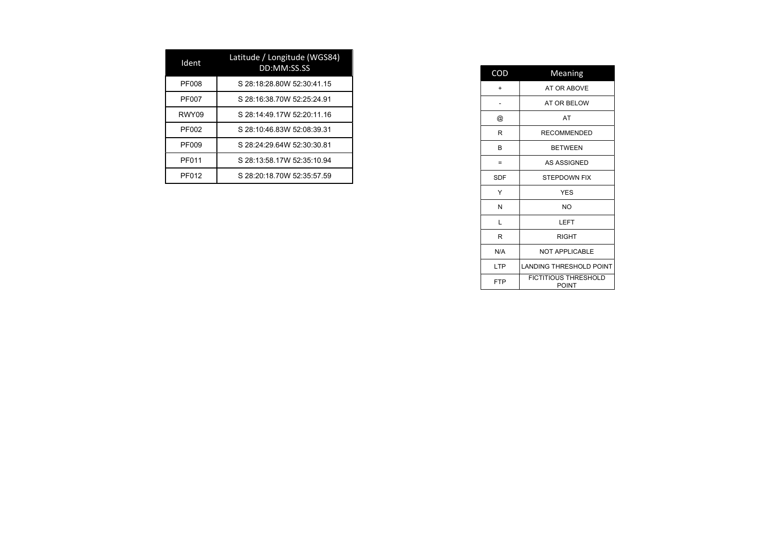| Ident | Latitude / Longitude (WGS84) DD:MM:SS.SS |
|---|---|
| PF008 | S 28:18:28.80W 52:30:41.15 |
| PF007 | S 28:16:38.70W 52:25:24.91 |
| RWY09 | S 28:14:49.17W 52:20:11.16 |
| PF002 | S 28:10:46.83W 52:08:39.31 |
| PF009 | S 28:24:29.64W 52:30:30.81 |
| PF011 | S 28:13:58.17W 52:35:10.94 |
| PF012 | S 28:20:18.70W 52:35:57.59 |

| COD | Meaning |
|---|---|
| + | AT OR ABOVE |
| - | AT OR BELOW |
| @ | AT |
| R | RECOMMENDED |
| B | BETWEEN |
| = | AS ASSIGNED |
| SDF | STEPDOWN FIX |
| Y | YES |
| N | NO |
| L | LEFT |
| R | RIGHT |
| N/A | NOT APPLICABLE |
| LTP | LANDING THRESHOLD POINT |
| FTP | FICTITIOUS THRESHOLD POINT |